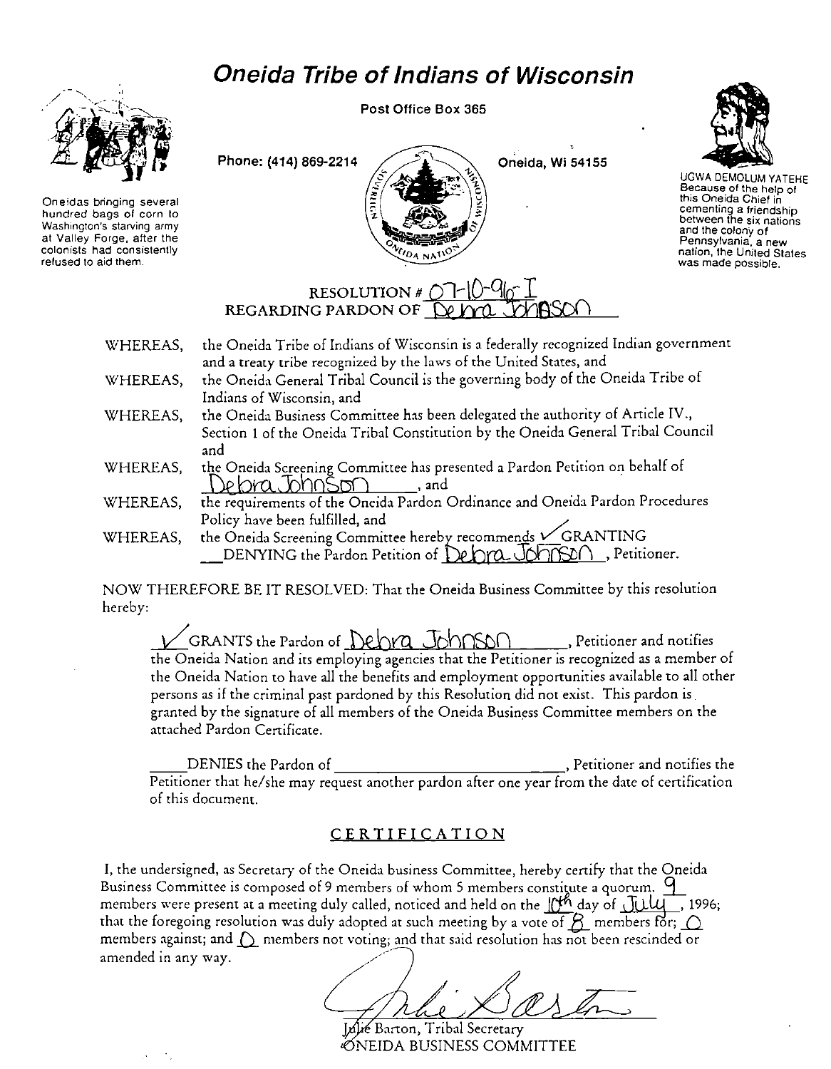# Oneida Tribe of Indians of Wisconsin

Post Office Box 365

Phone: (414) 869-2214

Oneida, Wi 54155

Oneidas bringing several hundred bags of corn to Washington's starving army at Valley Forge, after the colonists had consistently refused to aid them.

UGWA DEMOLUM YATEHE
Because of the help of this Oneida Chief in cementing a friendship between the six nations and the colony of Pennsylvania, a new nation, the United States was made possible.

RESOLUTION # 07-10-96-I
REGARDING PARDON OF Debra Johnson

WHEREAS, the Oneida Tribe of Indians of Wisconsin is a federally recognized Indian government and a treaty tribe recognized by the laws of the United States, and

WHEREAS, the Oneida General Tribal Council is the governing body of the Oneida Tribe of Indians of Wisconsin, and

WHEREAS, the Oneida Business Committee has been delegated the authority of Article IV., Section 1 of the Oneida Tribal Constitution by the Oneida General Tribal Council and

WHEREAS, the Oneida Screening Committee has presented a Pardon Petition on behalf of Debra Johnson, and

WHEREAS, the requirements of the Oneida Pardon Ordinance and Oneida Pardon Procedures Policy have been fulfilled, and

WHEREAS, the Oneida Screening Committee hereby recommends ✓ GRANTING \_\_ DENYING the Pardon Petition of Debra Johnson, Petitioner.

NOW THEREFORE BE IT RESOLVED: That the Oneida Business Committee by this resolution hereby:

✓ GRANTS the Pardon of Debra Johnson, Petitioner and notifies the Oneida Nation and its employing agencies that the Petitioner is recognized as a member of the Oneida Nation to have all the benefits and employment opportunities available to all other persons as if the criminal past pardoned by this Resolution did not exist. This pardon is granted by the signature of all members of the Oneida Business Committee members on the attached Pardon Certificate.

\_\_\_\_ DENIES the Pardon of \_\_\_\_\_\_\_\_\_\_\_\_\_\_\_\_\_\_\_\_, Petitioner and notifies the Petitioner that he/she may request another pardon after one year from the date of certification of this document.

## CERTIFICATION

I, the undersigned, as Secretary of the Oneida business Committee, hereby certify that the Oneida Business Committee is composed of 9 members of whom 5 members constitute a quorum. 9 members were present at a meeting duly called, noticed and held on the 10th day of July, 1996; that the foregoing resolution was duly adopted at such meeting by a vote of 8 members for; 0 members against; and 0 members not voting; and that said resolution has not been rescinded or amended in any way.

Julie Barton, Tribal Secretary
ONEIDA BUSINESS COMMITTEE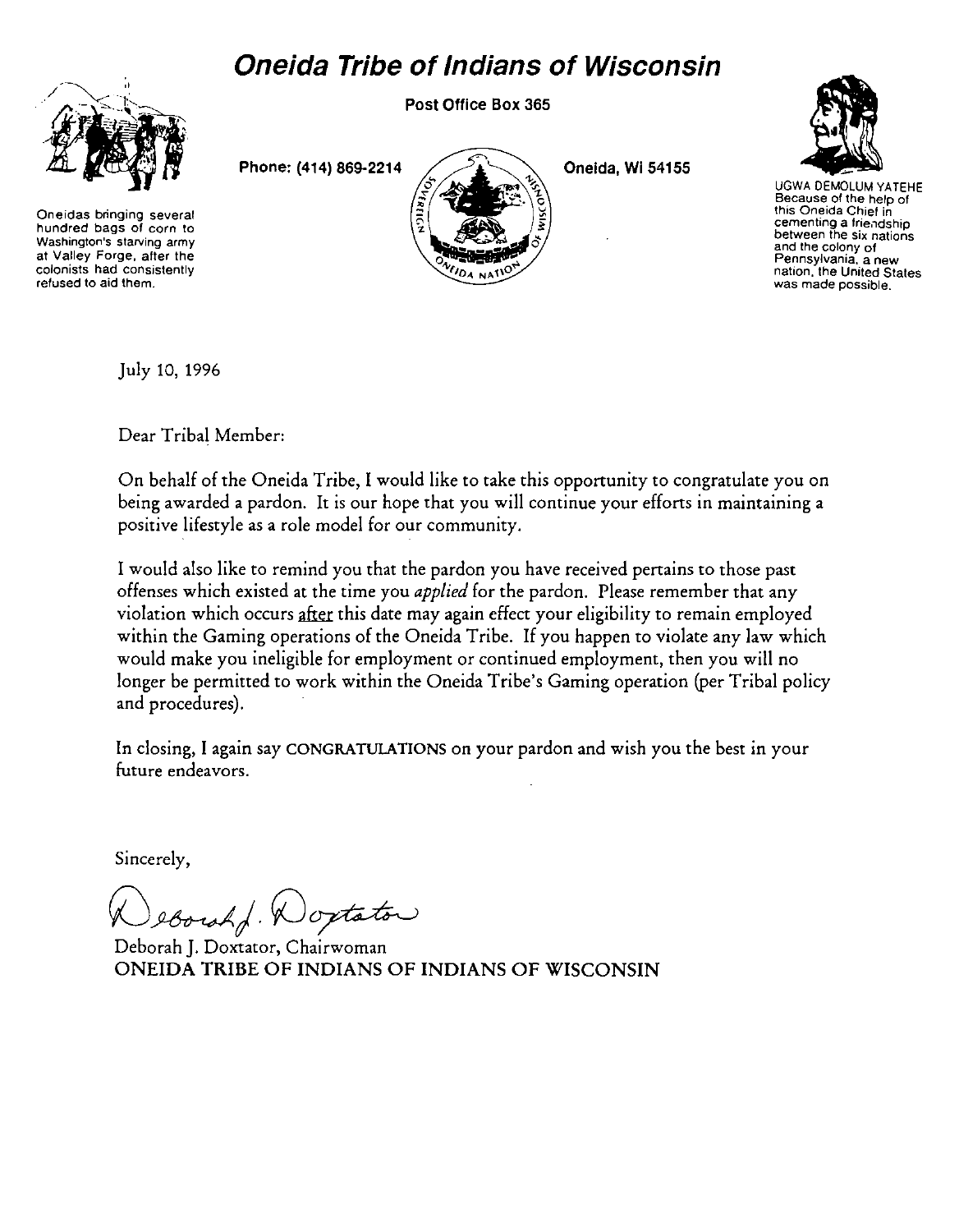# Oneida Tribe of Indians of Wisconsin

Post Office Box 365

Phone: (414) 869-2214

Oneida, WI 54155

Oneidas bringing several hundred bags of corn to Washington's starving army at Valley Forge, after the colonists had consistently refused to aid them.

UGWA DEMOLUM YATEHE
Because of the help of this Oneida Chief in cementing a friendship between the six nations and the colony of Pennsylvania, a new nation, the United States was made possible.

July 10, 1996

Dear Tribal Member:

On behalf of the Oneida Tribe, I would like to take this opportunity to congratulate you on being awarded a pardon. It is our hope that you will continue your efforts in maintaining a positive lifestyle as a role model for our community.

I would also like to remind you that the pardon you have received pertains to those past offenses which existed at the time you *applied* for the pardon. Please remember that any violation which occurs after this date may again effect your eligibility to remain employed within the Gaming operations of the Oneida Tribe. If you happen to violate any law which would make you ineligible for employment or continued employment, then you will no longer be permitted to work within the Oneida Tribe's Gaming operation (per Tribal policy and procedures).

In closing, I again say CONGRATULATIONS on your pardon and wish you the best in your future endeavors.

Sincerely,

Deborah J. Doxtator

Deborah J. Doxtator, Chairwoman
ONEIDA TRIBE OF INDIANS OF INDIANS OF WISCONSIN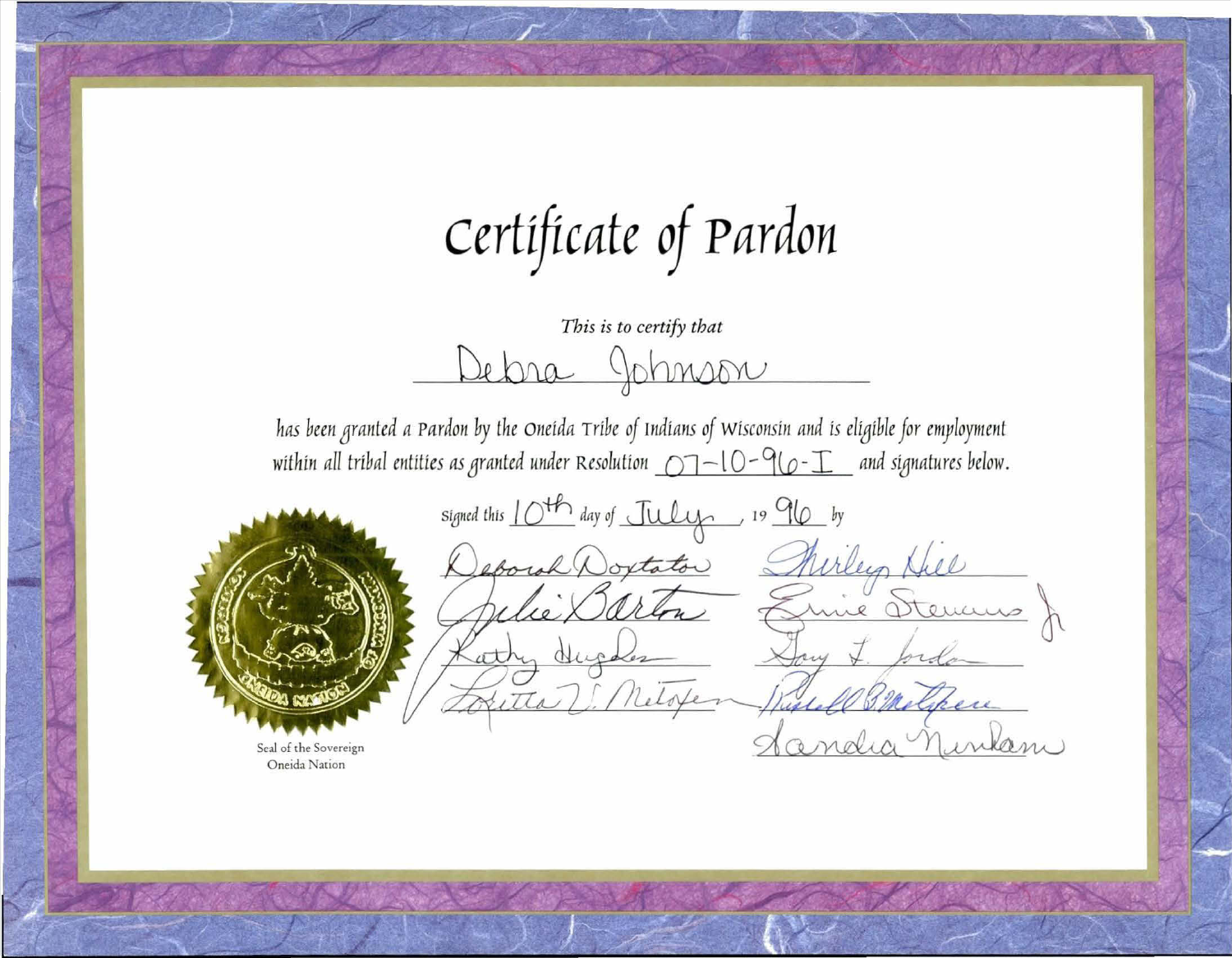# Certificate of Pardon

*This is to certify that*

Debra Johnson

*has been granted a Pardon by the Oneida Tribe of Indians of Wisconsin and is eligible for employment within all tribal entities as granted under Resolution* 07-10-96-I *and signatures below.*

*Signed this* 10th *day of* July*, 19* 96 *by*

Deborah Doxtator
Julie Barton
Kathy Hughes
Loretta V. Metoxen
Shirley Hill
Ernie Stevens Jr
Gary L. Jordan
Russell B. Metoxen
Sandra Ninham

Seal of the Sovereign Oneida Nation